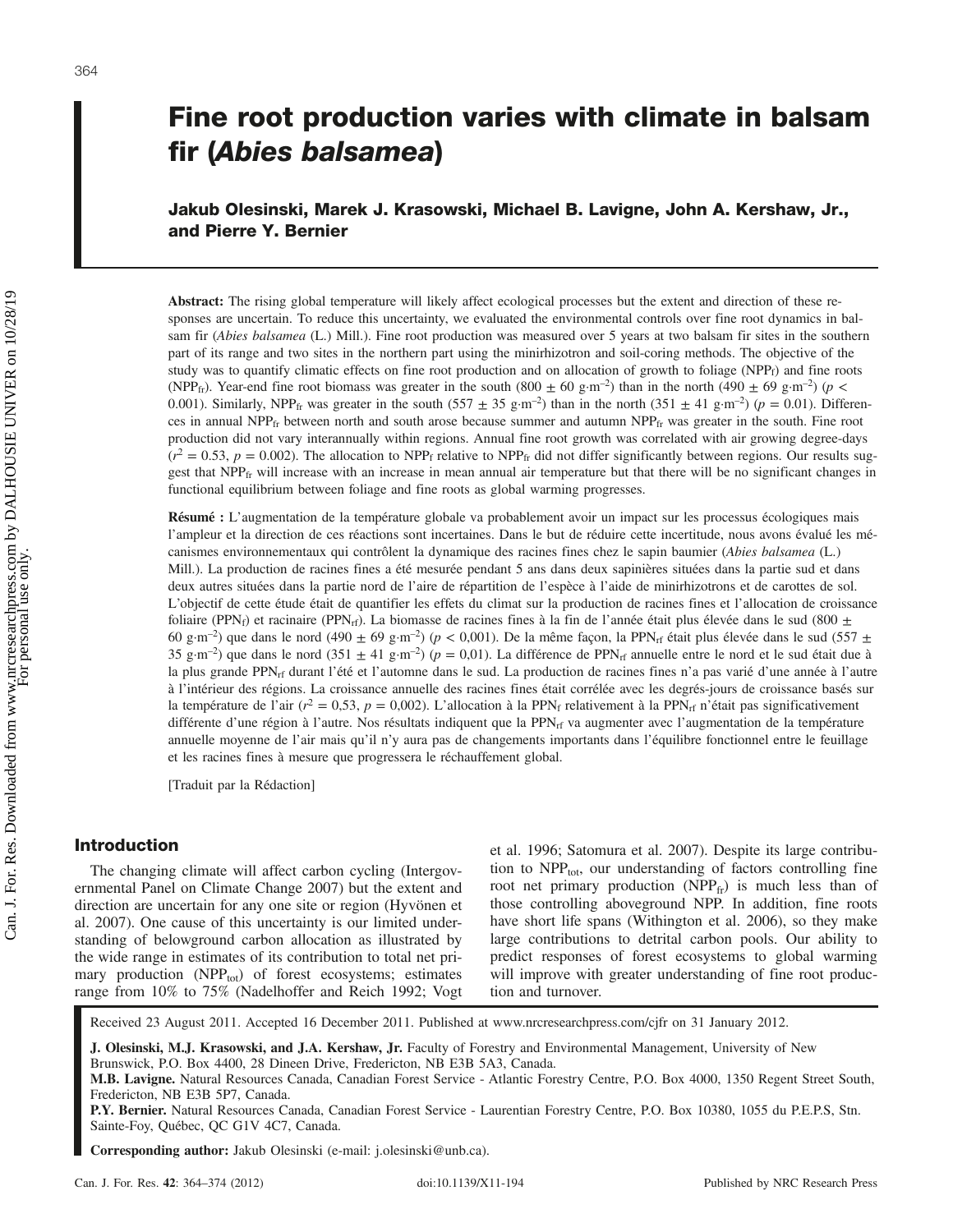# Fine root production varies with climate in balsam fir (*Abies balsamea*)

**Jakub Olesinski, Marek J. Krasowski, Michael B. Lavigne, John A. Kershaw, Jr., and Pierre Y. Bernier**

**Abstract:** The rising global temperature will likely affect ecological processes but the extent and direction of these responses are uncertain. To reduce this uncertainty, we evaluated the environmental controls over fine root dynamics in balsam fir (*Abies balsamea* (L.) Mill.). Fine root production was measured over 5 years at two balsam fir sites in the southern part of its range and two sites in the northern part using the minirhizotron and soil-coring methods. The objective of the study was to quantify climatic effects on fine root production and on allocation of growth to foliage ($NPP_f$) and fine roots ($NPP_{fr}$). Year-end fine root biomass was greater in the south ($800 \pm 60$ g·m$^{-2}$) than in the north ($490 \pm 69$ g·m$^{-2}$) ($p < 0.001$). Similarly, $NPP_{fr}$ was greater in the south ($557 \pm 35$ g·m$^{-2}$) than in the north ($351 \pm 41$ g·m$^{-2}$) ($p = 0.01$). Differences in annual $NPP_{fr}$ between north and south arose because summer and autumn $NPP_{fr}$ was greater in the south. Fine root production did not vary interannually within regions. Annual fine root growth was correlated with air growing degree-days ($r^2 = 0.53$, $p = 0.002$). The allocation to $NPP_f$ relative to $NPP_{fr}$ did not differ significantly between regions. Our results suggest that $NPP_{fr}$ will increase with an increase in mean annual air temperature but that there will be no significant changes in functional equilibrium between foliage and fine roots as global warming progresses.

**Résumé :** L'augmentation de la température globale va probablement avoir un impact sur les processus écologiques mais l'ampleur et la direction de ces réactions sont incertaines. Dans le but de réduire cette incertitude, nous avons évalué les mécanismes environnementaux qui contrôlent la dynamique des racines fines chez le sapin baumier (*Abies balsamea* (L.) Mill.). La production de racines fines a été mesurée pendant 5 ans dans deux sapinières situées dans la partie sud et dans deux autres situées dans la partie nord de l'aire de répartition de l'espèce à l'aide de minirhizotrons et de carottes de sol. L'objectif de cette étude était de quantifier les effets du climat sur la production de racines fines et l'allocation de croissance foliaire ($PPN_f$) et racinaire ($PPN_{rf}$). La biomasse de racines fines à la fin de l'année était plus élevée dans le sud ($800 \pm 60$ g·m$^{-2}$) que dans le nord ($490 \pm 69$ g·m$^{-2}$) ($p < 0{,}001$). De la même façon, la $PPN_{rf}$ était plus élevée dans le sud ($557 \pm 35$ g·m$^{-2}$) que dans le nord ($351 \pm 41$ g·m$^{-2}$) ($p = 0{,}01$). La différence de $PPN_{rf}$ annuelle entre le nord et le sud était due à la plus grande $PPN_{rf}$ durant l'été et l'automne dans le sud. La production de racines fines n'a pas varié d'une année à l'autre à l'intérieur des régions. La croissance annuelle des racines fines était corrélée avec les degrés-jours de croissance basés sur la température de l'air ($r^2 = 0{,}53$, $p = 0{,}002$). L'allocation à la $PPN_f$ relativement à la $PPN_{rf}$ n'était pas significativement différente d'une région à l'autre. Nos résultats indiquent que la $PPN_{rf}$ va augmenter avec l'augmentation de la température annuelle moyenne de l'air mais qu'il n'y aura pas de changements importants dans l'équilibre fonctionnel entre le feuillage et les racines fines à mesure que progressera le réchauffement global.

[Traduit par la Rédaction]

## Introduction

The changing climate will affect carbon cycling (Intergovernmental Panel on Climate Change 2007) but the extent and direction are uncertain for any one site or region (Hyvönen et al. 2007). One cause of this uncertainty is our limited understanding of belowground carbon allocation as illustrated by the wide range in estimates of its contribution to total net primary production ($NPP_{tot}$) of forest ecosystems; estimates range from 10% to 75% (Nadelhoffer and Reich 1992; Vogt et al. 1996; Satomura et al. 2007). Despite its large contribution to $NPP_{tot}$, our understanding of factors controlling fine root net primary production ($NPP_{fr}$) is much less than of those controlling aboveground NPP. In addition, fine roots have short life spans (Withington et al. 2006), so they make large contributions to detrital carbon pools. Our ability to predict responses of forest ecosystems to global warming will improve with greater understanding of fine root production and turnover.

Received 23 August 2011. Accepted 16 December 2011. Published at www.nrcresearchpress.com/cjfr on 31 January 2012.

**J. Olesinski, M.J. Krasowski, and J.A. Kershaw, Jr.** Faculty of Forestry and Environmental Management, University of New Brunswick, P.O. Box 4400, 28 Dineen Drive, Fredericton, NB E3B 5A3, Canada.

**M.B. Lavigne.** Natural Resources Canada, Canadian Forest Service - Atlantic Forestry Centre, P.O. Box 4000, 1350 Regent Street South, Fredericton, NB E3B 5P7, Canada.

**P.Y. Bernier.** Natural Resources Canada, Canadian Forest Service - Laurentian Forestry Centre, P.O. Box 10380, 1055 du P.E.P.S, Stn. Sainte-Foy, Québec, QC G1V 4C7, Canada.

**Corresponding author:** Jakub Olesinski (e-mail: j.olesinski@unb.ca).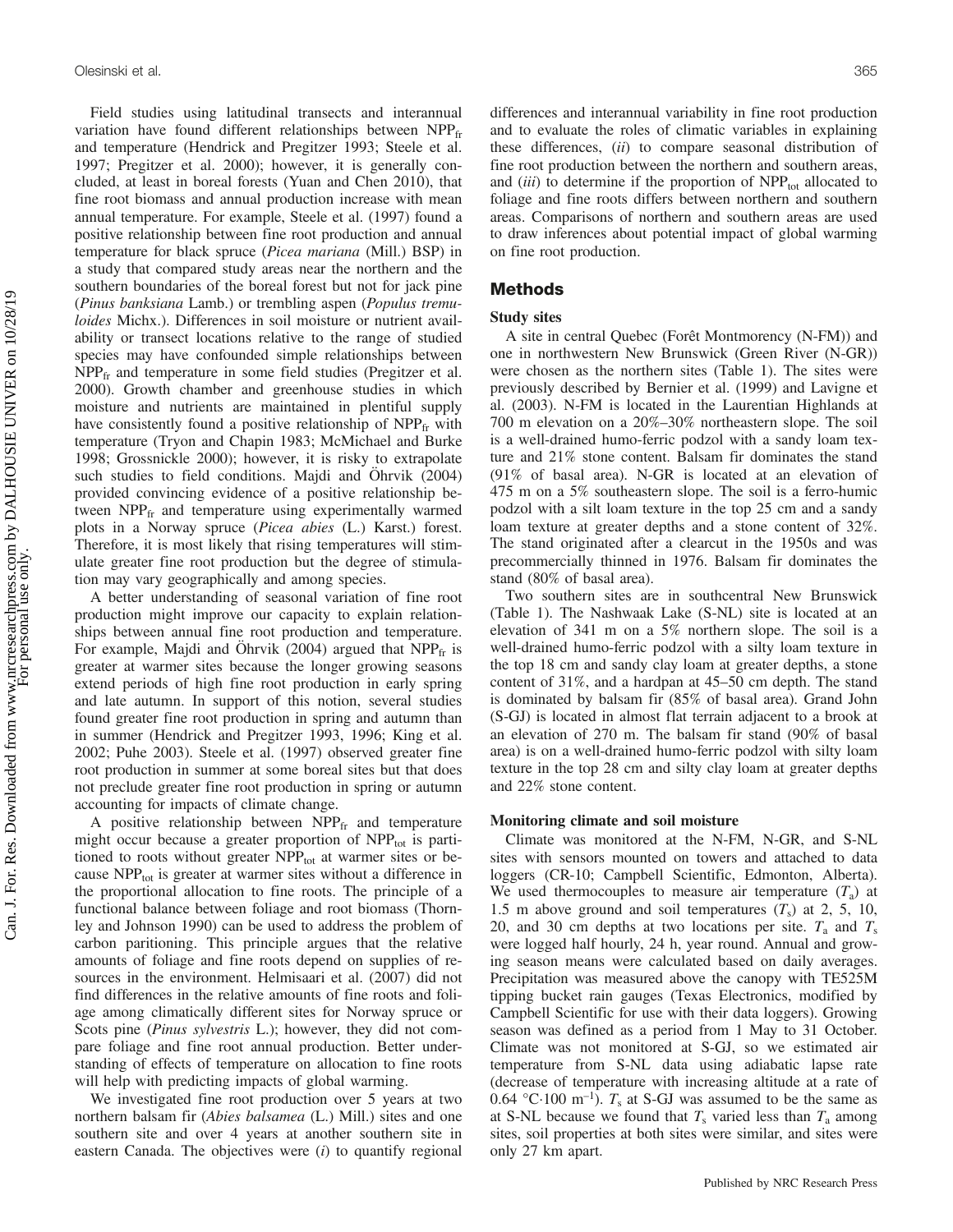Field studies using latitudinal transects and interannual variation have found different relationships between $NPP_{fr}$ and temperature (Hendrick and Pregitzer 1993; Steele et al. 1997; Pregitzer et al. 2000); however, it is generally concluded, at least in boreal forests (Yuan and Chen 2010), that fine root biomass and annual production increase with mean annual temperature. For example, Steele et al. (1997) found a positive relationship between fine root production and annual temperature for black spruce (*Picea mariana* (Mill.) BSP) in a study that compared study areas near the northern and the southern boundaries of the boreal forest but not for jack pine (*Pinus banksiana* Lamb.) or trembling aspen (*Populus tremuloides* Michx.). Differences in soil moisture or nutrient availability or transect locations relative to the range of studied species may have confounded simple relationships between $NPP_{fr}$ and temperature in some field studies (Pregitzer et al. 2000). Growth chamber and greenhouse studies in which moisture and nutrients are maintained in plentiful supply have consistently found a positive relationship of $NPP_{fr}$ with temperature (Tryon and Chapin 1983; McMichael and Burke 1998; Grossnickle 2000); however, it is risky to extrapolate such studies to field conditions. Majdi and Öhrvik (2004) provided convincing evidence of a positive relationship between $NPP_{fr}$ and temperature using experimentally warmed plots in a Norway spruce (*Picea abies* (L.) Karst.) forest. Therefore, it is most likely that rising temperatures will stimulate greater fine root production but the degree of stimulation may vary geographically and among species.

A better understanding of seasonal variation of fine root production might improve our capacity to explain relationships between annual fine root production and temperature. For example, Majdi and Öhrvik (2004) argued that $NPP_{fr}$ is greater at warmer sites because the longer growing seasons extend periods of high fine root production in early spring and late autumn. In support of this notion, several studies found greater fine root production in spring and autumn than in summer (Hendrick and Pregitzer 1993, 1996; King et al. 2002; Puhe 2003). Steele et al. (1997) observed greater fine root production in summer at some boreal sites but that does not preclude greater fine root production in spring or autumn accounting for impacts of climate change.

A positive relationship between $NPP_{fr}$ and temperature might occur because a greater proportion of $NPP_{tot}$ is partitioned to roots without greater $NPP_{tot}$ at warmer sites or because $NPP_{tot}$ is greater at warmer sites without a difference in the proportional allocation to fine roots. The principle of a functional balance between foliage and root biomass (Thornley and Johnson 1990) can be used to address the problem of carbon paritioning. This principle argues that the relative amounts of foliage and fine roots depend on supplies of resources in the environment. Helmisaari et al. (2007) did not find differences in the relative amounts of fine roots and foliage among climatically different sites for Norway spruce or Scots pine (*Pinus sylvestris* L.); however, they did not compare foliage and fine root annual production. Better understanding of effects of temperature on allocation to fine roots will help with predicting impacts of global warming.

We investigated fine root production over 5 years at two northern balsam fir (*Abies balsamea* (L.) Mill.) sites and one southern site and over 4 years at another southern site in eastern Canada. The objectives were (*i*) to quantify regional differences and interannual variability in fine root production and to evaluate the roles of climatic variables in explaining these differences, (*ii*) to compare seasonal distribution of fine root production between the northern and southern areas, and (*iii*) to determine if the proportion of $NPP_{tot}$ allocated to foliage and fine roots differs between northern and southern areas. Comparisons of northern and southern areas are used to draw inferences about potential impact of global warming on fine root production.

## Methods

### Study sites

A site in central Quebec (Forêt Montmorency (N-FM)) and one in northwestern New Brunswick (Green River (N-GR)) were chosen as the northern sites (Table 1). The sites were previously described by Bernier et al. (1999) and Lavigne et al. (2003). N-FM is located in the Laurentian Highlands at 700 m elevation on a 20%–30% northeastern slope. The soil is a well-drained humo-ferric podzol with a sandy loam texture and 21% stone content. Balsam fir dominates the stand (91% of basal area). N-GR is located at an elevation of 475 m on a 5% southeastern slope. The soil is a ferro-humic podzol with a silt loam texture in the top 25 cm and a sandy loam texture at greater depths and a stone content of 32%. The stand originated after a clearcut in the 1950s and was precommercially thinned in 1976. Balsam fir dominates the stand (80% of basal area).

Two southern sites are in southcentral New Brunswick (Table 1). The Nashwaak Lake (S-NL) site is located at an elevation of 341 m on a 5% northern slope. The soil is a well-drained humo-ferric podzol with a silty loam texture in the top 18 cm and sandy clay loam at greater depths, a stone content of 31%, and a hardpan at 45–50 cm depth. The stand is dominated by balsam fir (85% of basal area). Grand John (S-GJ) is located in almost flat terrain adjacent to a brook at an elevation of 270 m. The balsam fir stand (90% of basal area) is on a well-drained humo-ferric podzol with silty loam texture in the top 28 cm and silty clay loam at greater depths and 22% stone content.

### Monitoring climate and soil moisture

Climate was monitored at the N-FM, N-GR, and S-NL sites with sensors mounted on towers and attached to data loggers (CR-10; Campbell Scientific, Edmonton, Alberta). We used thermocouples to measure air temperature ($T_a$) at 1.5 m above ground and soil temperatures ($T_s$) at 2, 5, 10, 20, and 30 cm depths at two locations per site. $T_a$ and $T_s$ were logged half hourly, 24 h, year round. Annual and growing season means were calculated based on daily averages. Precipitation was measured above the canopy with TE525M tipping bucket rain gauges (Texas Electronics, modified by Campbell Scientific for use with their data loggers). Growing season was defined as a period from 1 May to 31 October. Climate was not monitored at S-GJ, so we estimated air temperature from S-NL data using adiabatic lapse rate (decrease of temperature with increasing altitude at a rate of 0.64 °C·100 m$^{-1}$). $T_s$ at S-GJ was assumed to be the same as at S-NL because we found that $T_s$ varied less than $T_a$ among sites, soil properties at both sites were similar, and sites were only 27 km apart.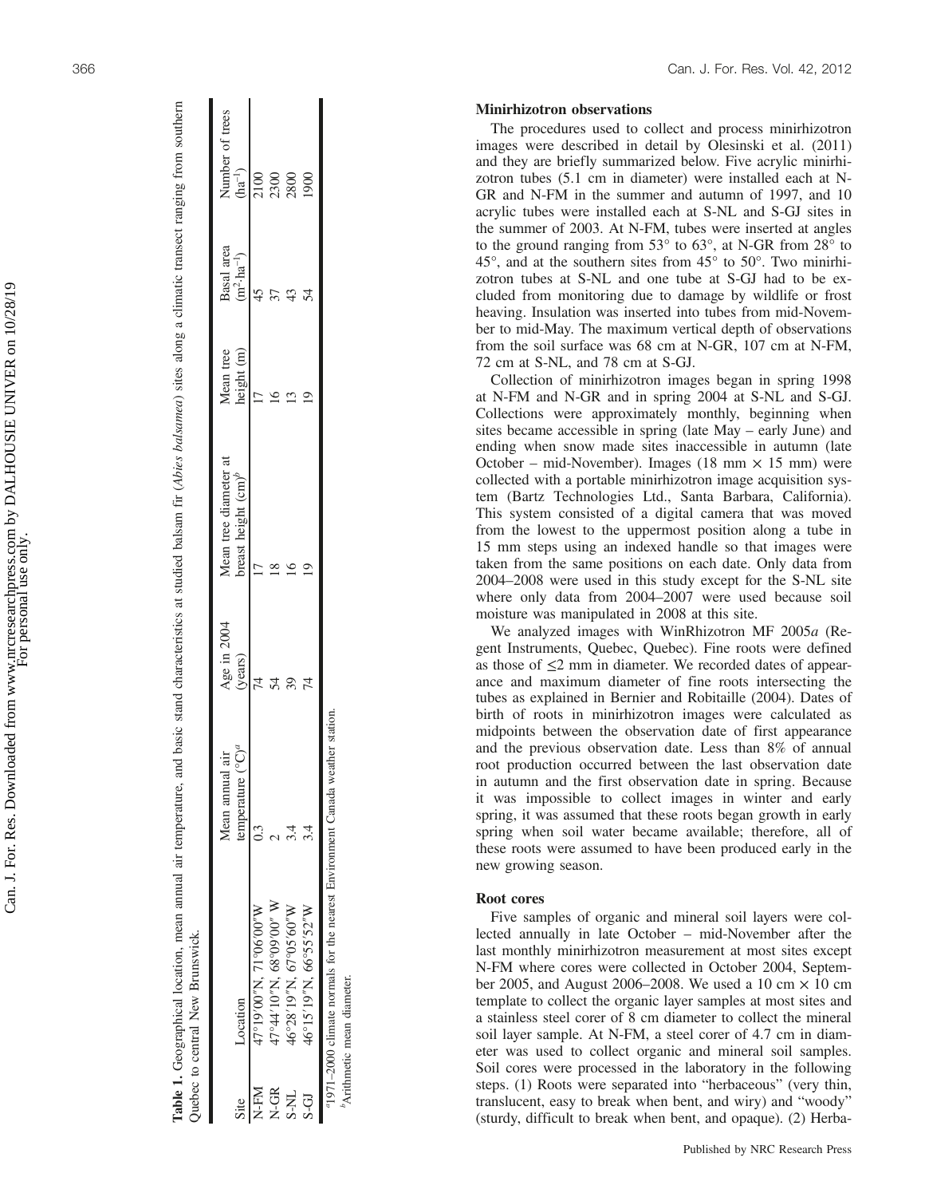**Table 1.** Geographical location, mean annual air temperature, and basic stand characteristics at studied balsam fir (*Abies balsamea*) sites along a climatic transect ranging from southern Quebec to central New Brunswick.

| Site | Location | Mean annual air temperature (°C)[a] | Age in 2004 (years) | Mean tree diameter at breast height (cm)[b] | Mean tree height (m) | Basal area ($m^2 \cdot ha^{-1}$) | Number of trees ($ha^{-1}$) |
|---|---|---|---|---|---|---|---|
| N-FM | 47°19′00″N, 71°06′00″W | 0.3 | 74 | 17 | 17 | 45 | 2100 |
| N-GR | 47°44′10″N, 68°09′00″ W | 2 | 54 | 18 | 16 | 37 | 2300 |
| S-NL | 46°28′19″N, 67°05′60″W | 3.4 | 39 | 16 | 13 | 43 | 2800 |
| S-GJ | 46°15′19″N, 66°55′52″W | 3.4 | 74 | 19 | 19 | 54 | 1900 |

[a]1971–2000 climate normals for the nearest Environment Canada weather station.

[b]Arithmetic mean diameter.

### Minirhizotron observations

The procedures used to collect and process minirhizotron images were described in detail by Olesinski et al. (2011) and they are briefly summarized below. Five acrylic minirhizotron tubes (5.1 cm in diameter) were installed each at N-GR and N-FM in the summer and autumn of 1997, and 10 acrylic tubes were installed each at S-NL and S-GJ sites in the summer of 2003. At N-FM, tubes were inserted at angles to the ground ranging from 53° to 63°, at N-GR from 28° to 45°, and at the southern sites from 45° to 50°. Two minirhizotron tubes at S-NL and one tube at S-GJ had to be excluded from monitoring due to damage by wildlife or frost heaving. Insulation was inserted into tubes from mid-November to mid-May. The maximum vertical depth of observations from the soil surface was 68 cm at N-GR, 107 cm at N-FM, 72 cm at S-NL, and 78 cm at S-GJ.

Collection of minirhizotron images began in spring 1998 at N-FM and N-GR and in spring 2004 at S-NL and S-GJ. Collections were approximately monthly, beginning when sites became accessible in spring (late May – early June) and ending when snow made sites inaccessible in autumn (late October – mid-November). Images (18 mm × 15 mm) were collected with a portable minirhizotron image acquisition system (Bartz Technologies Ltd., Santa Barbara, California). This system consisted of a digital camera that was moved from the lowest to the uppermost position along a tube in 15 mm steps using an indexed handle so that images were taken from the same positions on each date. Only data from 2004–2008 were used in this study except for the S-NL site where only data from 2004–2007 were used because soil moisture was manipulated in 2008 at this site.

We analyzed images with WinRhizotron MF 2005*a* (Regent Instruments, Quebec, Quebec). Fine roots were defined as those of ≤2 mm in diameter. We recorded dates of appearance and maximum diameter of fine roots intersecting the tubes as explained in Bernier and Robitaille (2004). Dates of birth of roots in minirhizotron images were calculated as midpoints between the observation date of first appearance and the previous observation date. Less than 8% of annual root production occurred between the last observation date in autumn and the first observation date in spring. Because it was impossible to collect images in winter and early spring, it was assumed that these roots began growth in early spring when soil water became available; therefore, all of these roots were assumed to have been produced early in the new growing season.

### Root cores

Five samples of organic and mineral soil layers were collected annually in late October – mid-November after the last monthly minirhizotron measurement at most sites except N-FM where cores were collected in October 2004, September 2005, and August 2006–2008. We used a 10 cm × 10 cm template to collect the organic layer samples at most sites and a stainless steel corer of 8 cm diameter to collect the mineral soil layer sample. At N-FM, a steel corer of 4.7 cm in diameter was used to collect organic and mineral soil samples. Soil cores were processed in the laboratory in the following steps. (1) Roots were separated into "herbaceous" (very thin, translucent, easy to break when bent, and wiry) and "woody" (sturdy, difficult to break when bent, and opaque). (2) Herba-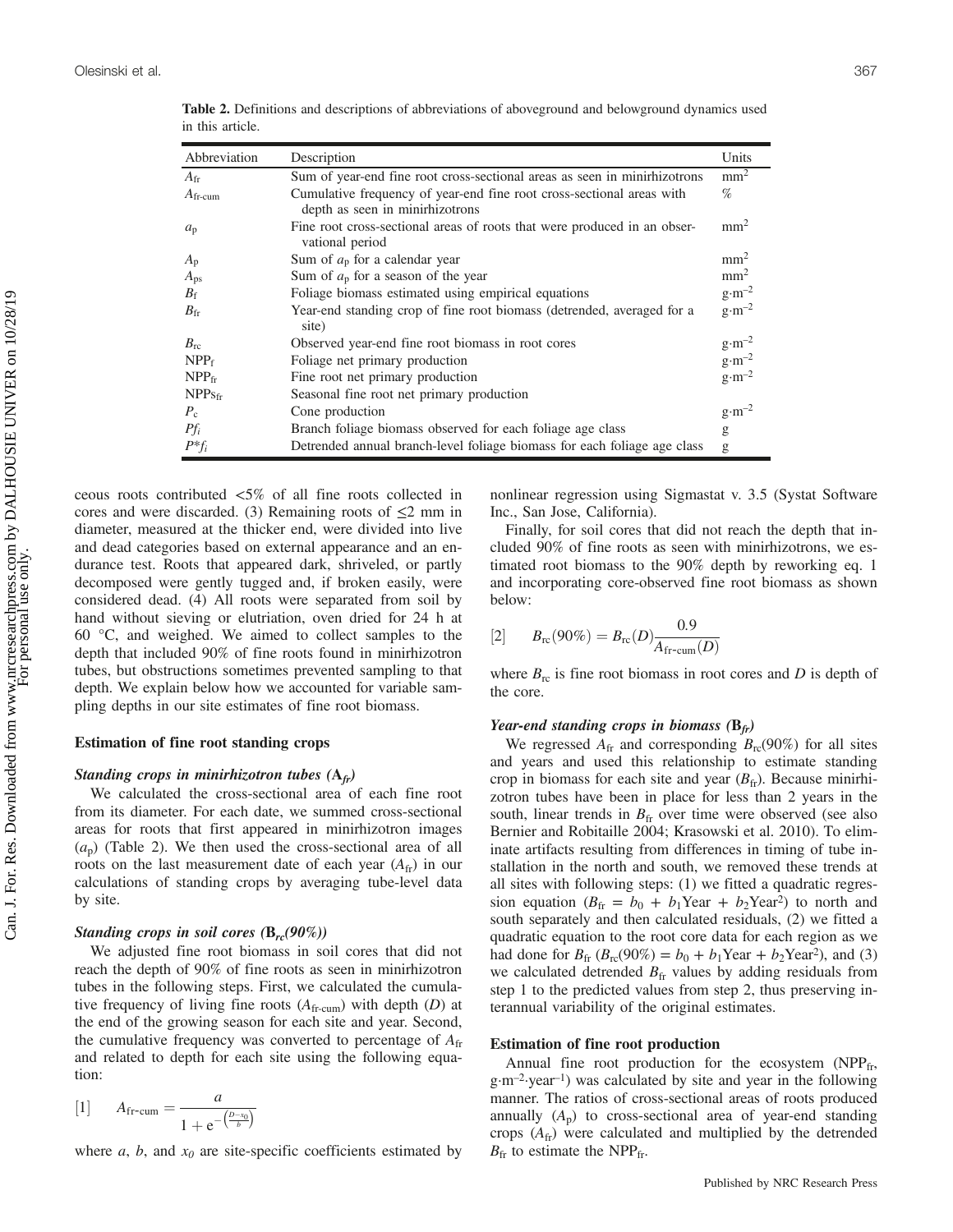**Table 2.** Definitions and descriptions of abbreviations of aboveground and belowground dynamics used in this article.

| Abbreviation | Description | Units |
|---|---|---|
| $A_{fr}$ | Sum of year-end fine root cross-sectional areas as seen in minirhizotrons | $mm^2$ |
| $A_{fr\text{-}cum}$ | Cumulative frequency of year-end fine root cross-sectional areas with depth as seen in minirhizotrons | % |
| $a_p$ | Fine root cross-sectional areas of roots that were produced in an observational period | $mm^2$ |
| $A_p$ | Sum of $a_p$ for a calendar year | $mm^2$ |
| $A_{ps}$ | Sum of $a_p$ for a season of the year | $mm^2$ |
| $B_f$ | Foliage biomass estimated using empirical equations | $g \cdot m^{-2}$ |
| $B_{fr}$ | Year-end standing crop of fine root biomass (detrended, averaged for a site) | $g \cdot m^{-2}$ |
| $B_{rc}$ | Observed year-end fine root biomass in root cores | $g \cdot m^{-2}$ |
| $NPP_f$ | Foliage net primary production | $g \cdot m^{-2}$ |
| $NPP_{fr}$ | Fine root net primary production | $g \cdot m^{-2}$ |
| $NPPs_{fr}$ | Seasonal fine root net primary production | |
| $P_c$ | Cone production | $g \cdot m^{-2}$ |
| $Pf_i$ | Branch foliage biomass observed for each foliage age class | g |
| $P^*f_i$ | Detrended annual branch-level foliage biomass for each foliage age class | g |

ceous roots contributed <5% of all fine roots collected in cores and were discarded. (3) Remaining roots of ≤2 mm in diameter, measured at the thicker end, were divided into live and dead categories based on external appearance and an endurance test. Roots that appeared dark, shriveled, or partly decomposed were gently tugged and, if broken easily, were considered dead. (4) All roots were separated from soil by hand without sieving or elutriation, oven dried for 24 h at 60 °C, and weighed. We aimed to collect samples to the depth that included 90% of fine roots found in minirhizotron tubes, but obstructions sometimes prevented sampling to that depth. We explain below how we accounted for variable sampling depths in our site estimates of fine root biomass.

## Estimation of fine root standing crops

### *Standing crops in minirhizotron tubes ($A_{fr}$)*

We calculated the cross-sectional area of each fine root from its diameter. For each date, we summed cross-sectional areas for roots that first appeared in minirhizotron images ($a_p$) (Table 2). We then used the cross-sectional area of all roots on the last measurement date of each year ($A_{fr}$) in our calculations of standing crops by averaging tube-level data by site.

### *Standing crops in soil cores ($B_{rc}(90\%)$)*

We adjusted fine root biomass in soil cores that did not reach the depth of 90% of fine roots as seen in minirhizotron tubes in the following steps. First, we calculated the cumulative frequency of living fine roots ($A_{fr\text{-}cum}$) with depth ($D$) at the end of the growing season for each site and year. Second, the cumulative frequency was converted to percentage of $A_{fr}$ and related to depth for each site using the following equation:

$$[1] \qquad A_{fr\text{-}cum} = \frac{a}{1 + e^{-\left(\frac{D - x_0}{b}\right)}}$$

where $a$, $b$, and $x_0$ are site-specific coefficients estimated by nonlinear regression using Sigmastat v. 3.5 (Systat Software Inc., San Jose, California).

Finally, for soil cores that did not reach the depth that included 90% of fine roots as seen with minirhizotrons, we estimated root biomass to the 90% depth by reworking eq. 1 and incorporating core-observed fine root biomass as shown below:

$$[2] \qquad B_{rc}(90\%) = B_{rc}(D)\frac{0.9}{A_{fr\text{-}cum}(D)}$$

where $B_{rc}$ is fine root biomass in root cores and $D$ is depth of the core.

### *Year-end standing crops in biomass ($B_{fr}$)*

We regressed $A_{fr}$ and corresponding $B_{rc}(90\%)$ for all sites and years and used this relationship to estimate standing crop in biomass for each site and year ($B_{fr}$). Because minirhizotron tubes have been in place for less than 2 years in the south, linear trends in $B_{fr}$ over time were observed (see also Bernier and Robitaille 2004; Krasowski et al. 2010). To eliminate artifacts resulting from differences in timing of tube installation in the north and south, we removed these trends at all sites with following steps: (1) we fitted a quadratic regression equation ($B_{fr} = b_0 + b_1\text{Year} + b_2\text{Year}^2$) to north and south separately and then calculated residuals, (2) we fitted a quadratic equation to the root core data for each region as we had done for $B_{fr}$ ($B_{rc}(90\%) = b_0 + b_1\text{Year} + b_2\text{Year}^2$), and (3) we calculated detrended $B_{fr}$ values by adding residuals from step 1 to the predicted values from step 2, thus preserving interannual variability of the original estimates.

## Estimation of fine root production

Annual fine root production for the ecosystem ($NPP_{fr}$, $g \cdot m^{-2} \cdot year^{-1}$) was calculated by site and year in the following manner. The ratios of cross-sectional areas of roots produced annually ($A_p$) to cross-sectional area of year-end standing crops ($A_{fr}$) were calculated and multiplied by the detrended $B_{fr}$ to estimate the $NPP_{fr}$.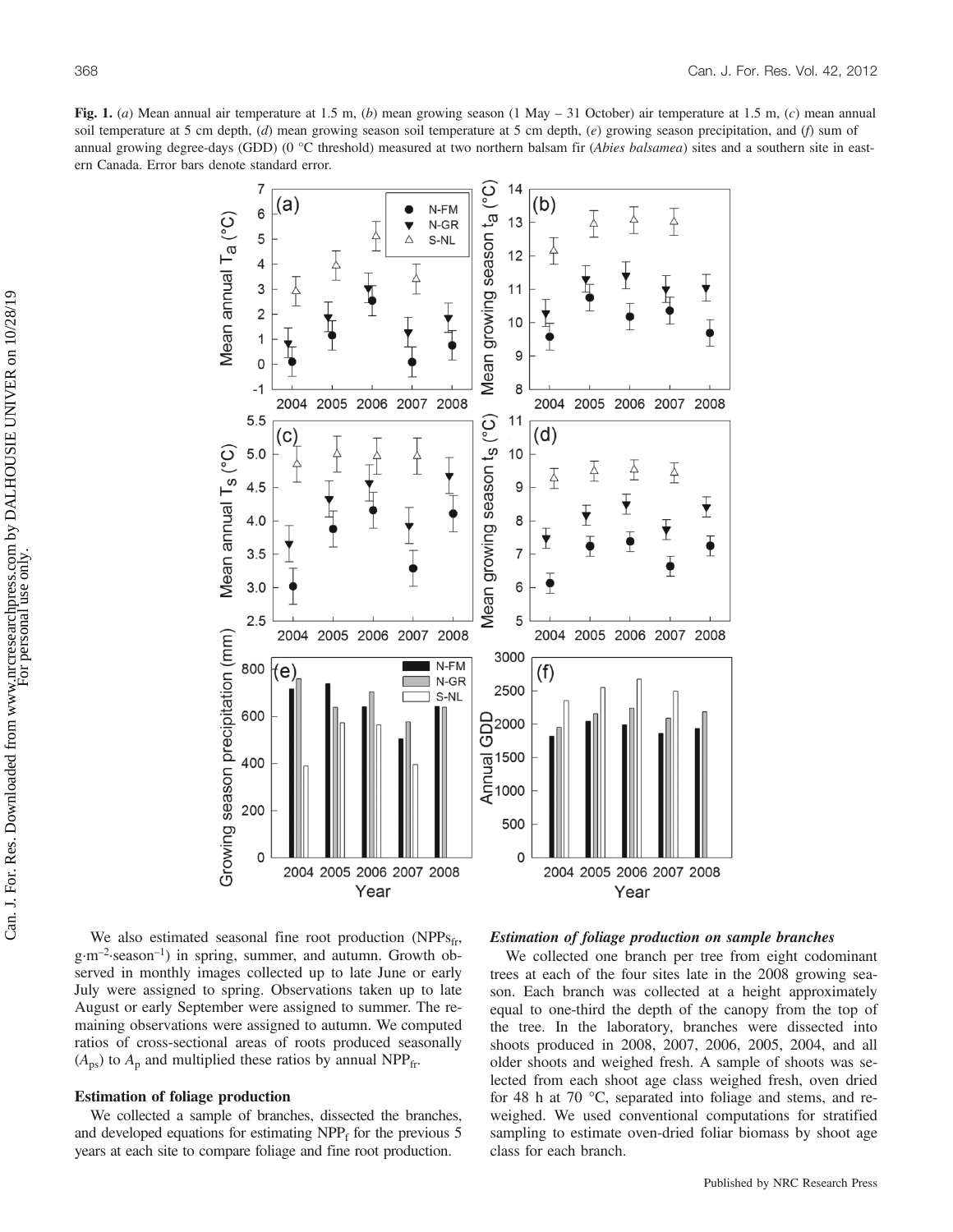**Fig. 1.** (*a*) Mean annual air temperature at 1.5 m, (*b*) mean growing season (1 May – 31 October) air temperature at 1.5 m, (*c*) mean annual soil temperature at 5 cm depth, (*d*) mean growing season soil temperature at 5 cm depth, (*e*) growing season precipitation, and (*f*) sum of annual growing degree-days (GDD) (0 °C threshold) measured at two northern balsam fir (*Abies balsamea*) sites and a southern site in eastern Canada. Error bars denote standard error.

We also estimated seasonal fine root production ($NPPs_{fr}$, $g \cdot m^{-2} \cdot season^{-1}$) in spring, summer, and autumn. Growth observed in monthly images collected up to late June or early July were assigned to spring. Observations taken up to late August or early September were assigned to summer. The remaining observations were assigned to autumn. We computed ratios of cross-sectional areas of roots produced seasonally ($A_{ps}$) to $A_p$ and multiplied these ratios by annual $NPP_{fr}$.

### Estimation of foliage production

We collected a sample of branches, dissected the branches, and developed equations for estimating $NPP_f$ for the previous 5 years at each site to compare foliage and fine root production.

#### *Estimation of foliage production on sample branches*

We collected one branch per tree from eight codominant trees at each of the four sites late in the 2008 growing season. Each branch was collected at a height approximately equal to one-third the depth of the canopy from the top of the tree. In the laboratory, branches were dissected into shoots produced in 2008, 2007, 2006, 2005, 2004, and all older shoots and weighed fresh. A sample of shoots was selected from each shoot age class weighed fresh, oven dried for 48 h at 70 °C, separated into foliage and stems, and reweighed. We used conventional computations for stratified sampling to estimate oven-dried foliar biomass by shoot age class for each branch.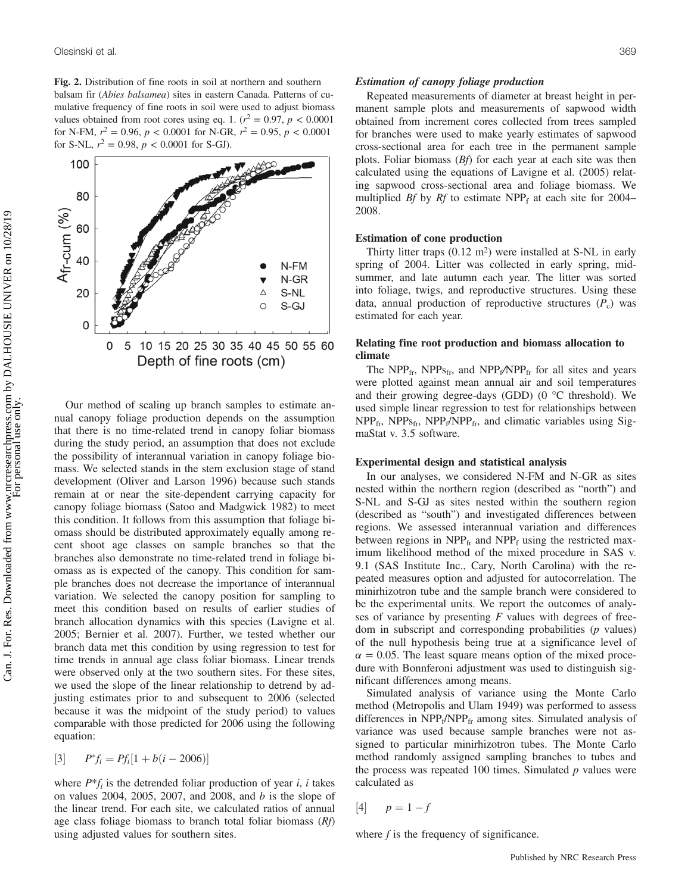**Fig. 2.** Distribution of fine roots in soil at northern and southern balsam fir (*Abies balsamea*) sites in eastern Canada. Patterns of cumulative frequency of fine roots in soil were used to adjust biomass values obtained from root cores using eq. 1. ($r^2 = 0.97$, $p < 0.0001$ for N-FM, $r^2 = 0.96$, $p < 0.0001$ for N-GR, $r^2 = 0.95$, $p < 0.0001$ for S-NL, $r^2 = 0.98$, $p < 0.0001$ for S-GJ).

Our method of scaling up branch samples to estimate annual canopy foliage production depends on the assumption that there is no time-related trend in canopy foliar biomass during the study period, an assumption that does not exclude the possibility of interannual variation in canopy foliage biomass. We selected stands in the stem exclusion stage of stand development (Oliver and Larson 1996) because such stands remain at or near the site-dependent carrying capacity for canopy foliage biomass (Satoo and Madgwick 1982) to meet this condition. It follows from this assumption that foliage biomass should be distributed approximately equally among recent shoot age classes on sample branches so that the branches also demonstrate no time-related trend in foliage biomass as is expected of the canopy. This condition for sample branches does not decrease the importance of interannual variation. We selected the canopy position for sampling to meet this condition based on results of earlier studies of branch allocation dynamics with this species (Lavigne et al. 2005; Bernier et al. 2007). Further, we tested whether our branch data met this condition by using regression to test for time trends in annual age class foliar biomass. Linear trends were observed only at the two southern sites. For these sites, we used the slope of the linear relationship to detrend by adjusting estimates prior to and subsequent to 2006 (selected because it was the midpoint of the study period) to values comparable with those predicted for 2006 using the following equation:

$$[3] \qquad P^{*}f_i = Pf_i[1 + b(i - 2006)]$$

where $P^{*}f_i$ is the detrended foliar production of year $i$, $i$ takes on values 2004, 2005, 2007, and 2008, and $b$ is the slope of the linear trend. For each site, we calculated ratios of annual age class foliage biomass to branch total foliar biomass ($Rf$) using adjusted values for southern sites.

### *Estimation of canopy foliage production*

Repeated measurements of diameter at breast height in permanent sample plots and measurements of sapwood width obtained from increment cores collected from trees sampled for branches were used to make yearly estimates of sapwood cross-sectional area for each tree in the permanent sample plots. Foliar biomass ($Bf$) for each year at each site was then calculated using the equations of Lavigne et al. (2005) relating sapwood cross-sectional area and foliage biomass. We multiplied $Bf$ by $Rf$ to estimate $NPP_f$ at each site for 2004–2008.

### Estimation of cone production

Thirty litter traps (0.12 m$^2$) were installed at S-NL in early spring of 2004. Litter was collected in early spring, midsummer, and late autumn each year. The litter was sorted into foliage, twigs, and reproductive structures. Using these data, annual production of reproductive structures ($P_c$) was estimated for each year.

### Relating fine root production and biomass allocation to climate

The $NPP_{fr}$, $NPPs_{fr}$, and $NPP_f/NPP_{fr}$ for all sites and years were plotted against mean annual air and soil temperatures and their growing degree-days (GDD) (0 °C threshold). We used simple linear regression to test for relationships between $NPP_{fr}$, $NPPs_{fr}$, $NPP_f/NPP_{fr}$, and climatic variables using SigmaStat v. 3.5 software.

### Experimental design and statistical analysis

In our analyses, we considered N-FM and N-GR as sites nested within the northern region (described as "north") and S-NL and S-GJ as sites nested within the southern region (described as "south") and investigated differences between regions. We assessed interannual variation and differences between regions in $NPP_{fr}$ and $NPP_f$ using the restricted maximum likelihood method of the mixed procedure in SAS v. 9.1 (SAS Institute Inc., Cary, North Carolina) with the repeated measures option and adjusted for autocorrelation. The minirhizotron tube and the sample branch were considered to be the experimental units. We report the outcomes of analyses of variance by presenting $F$ values with degrees of freedom in subscript and corresponding probabilities ($p$ values) of the null hypothesis being true at a significance level of $\alpha = 0.05$. The least square means option of the mixed procedure with Bonnferoni adjustment was used to distinguish significant differences among means.

Simulated analysis of variance using the Monte Carlo method (Metropolis and Ulam 1949) was performed to assess differences in $NPP_f/NPP_{fr}$ among sites. Simulated analysis of variance was used because sample branches were not assigned to particular minirhizotron tubes. The Monte Carlo method randomly assigned sampling branches to tubes and the process was repeated 100 times. Simulated $p$ values were calculated as

$$[4] \qquad p = 1 - f$$

where $f$ is the frequency of significance.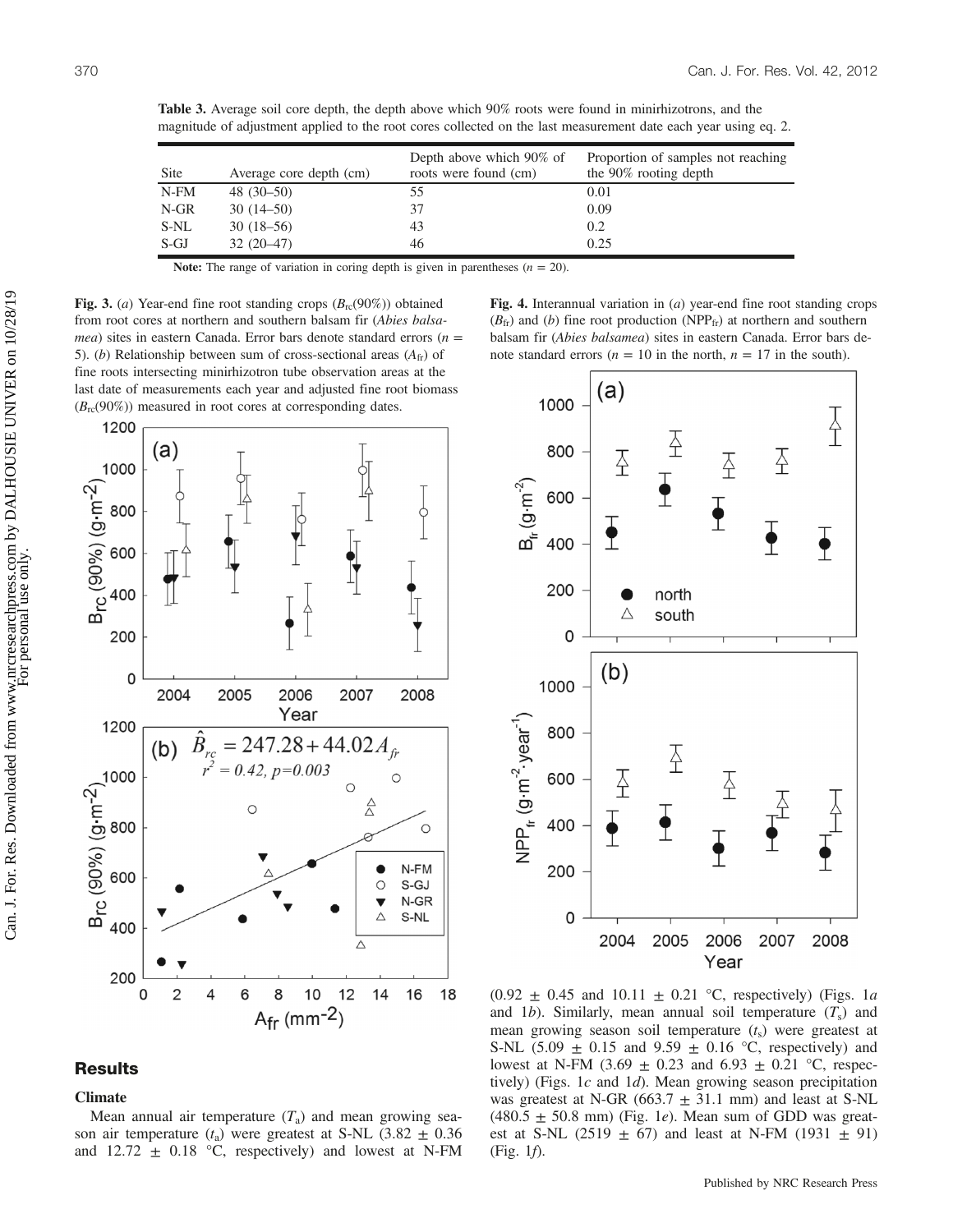**Table 3.** Average soil core depth, the depth above which 90% roots were found in minirhizotrons, and the magnitude of adjustment applied to the root cores collected on the last measurement date each year using eq. 2.

| Site | Average core depth (cm) | Depth above which 90% of roots were found (cm) | Proportion of samples not reaching the 90% rooting depth |
|---|---|---|---|
| N-FM | 48 (30–50) | 55 | 0.01 |
| N-GR | 30 (14–50) | 37 | 0.09 |
| S-NL | 30 (18–56) | 43 | 0.2 |
| S-GJ | 32 (20–47) | 46 | 0.25 |

**Note:** The range of variation in coring depth is given in parentheses ($n$ = 20).

**Fig. 3.** (*a*) Year-end fine root standing crops ($B_{rc}(90\%)$) obtained from root cores at northern and southern balsam fir (*Abies balsamea*) sites in eastern Canada. Error bars denote standard errors ($n$ = 5). (*b*) Relationship between sum of cross-sectional areas ($A_{fr}$) of fine roots intersecting minirhizotron tube observation areas at the last date of measurements each year and adjusted fine root biomass ($B_{rc}(90\%)$) measured in root cores at corresponding dates.

**Fig. 4.** Interannual variation in (*a*) year-end fine root standing crops ($B_{fr}$) and (*b*) fine root production (NPP$_{fr}$) at northern and southern balsam fir (*Abies balsamea*) sites in eastern Canada. Error bars denote standard errors ($n$ = 10 in the north, $n$ = 17 in the south).

## Results

### Climate

Mean annual air temperature ($T_a$) and mean growing season air temperature ($t_a$) were greatest at S-NL (3.82 ± 0.36 and 12.72 ± 0.18 °C, respectively) and lowest at N-FM (0.92 ± 0.45 and 10.11 ± 0.21 °C, respectively) (Figs. 1*a* and 1*b*). Similarly, mean annual soil temperature ($T_s$) and mean growing season soil temperature ($t_s$) were greatest at S-NL (5.09 ± 0.15 and 9.59 ± 0.16 °C, respectively) and lowest at N-FM (3.69 ± 0.23 and 6.93 ± 0.21 °C, respectively) (Figs. 1*c* and 1*d*). Mean growing season precipitation was greatest at N-GR (663.7 ± 31.1 mm) and least at S-NL (480.5 ± 50.8 mm) (Fig. 1*e*). Mean sum of GDD was greatest at S-NL (2519 ± 67) and least at N-FM (1931 ± 91) (Fig. 1*f*).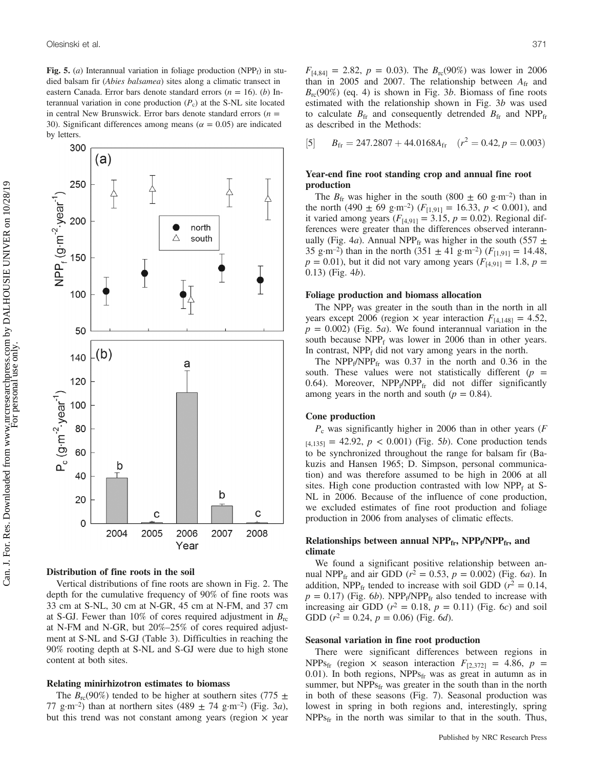**Fig. 5.** (*a*) Interannual variation in foliage production ($NPP_f$) in studied balsam fir (*Abies balsamea*) sites along a climatic transect in eastern Canada. Error bars denote standard errors ($n$ = 16). (*b*) Interannual variation in cone production ($P_c$) at the S-NL site located in central New Brunswick. Error bars denote standard errors ($n$ = 30). Significant differences among means ($\alpha$ = 0.05) are indicated by letters.

### Distribution of fine roots in the soil

Vertical distributions of fine roots are shown in Fig. 2. The depth for the cumulative frequency of 90% of fine roots was 33 cm at S-NL, 30 cm at N-GR, 45 cm at N-FM, and 37 cm at S-GJ. Fewer than 10% of cores required adjustment in $B_{rc}$ at N-FM and N-GR, but 20%–25% of cores required adjustment at S-NL and S-GJ (Table 3). Difficulties in reaching the 90% rooting depth at S-NL and S-GJ were due to high stone content at both sites.

### Relating minirhizotron estimates to biomass

The $B_{rc}$(90%) tended to be higher at southern sites (775 ± 77 g·m$^{-2}$) than at northern sites (489 ± 74 g·m$^{-2}$) (Fig. 3*a*), but this trend was not constant among years (region × year $F_{[4,84]}$ = 2.82, $p$ = 0.03). The $B_{rc}$(90%) was lower in 2006 than in 2005 and 2007. The relationship between $A_{fr}$ and $B_{rc}$(90%) (eq. 4) is shown in Fig. 3*b*. Biomass of fine roots estimated with the relationship shown in Fig. 3*b* was used to calculate $B_{fr}$ and consequently detrended $B_{fr}$ and $NPP_{fr}$ as described in the Methods:

$$[5] \quad B_{fr} = 247.2807 + 44.0168A_{fr} \quad (r^2 = 0.42, p = 0.003)$$

### Year-end fine root standing crop and annual fine root production

The $B_{fr}$ was higher in the south (800 ± 60 g·m$^{-2}$) than in the north (490 ± 69 g·m$^{-2}$) ($F_{[1,91]}$ = 16.33, $p$ < 0.001), and it varied among years ($F_{[4,91]}$ = 3.15, $p$ = 0.02). Regional differences were greater than the differences observed interannually (Fig. 4*a*). Annual $NPP_{fr}$ was higher in the south (557 ± 35 g·m$^{-2}$) than in the north (351 ± 41 g·m$^{-2}$) ($F_{[1,91]}$ = 14.48, $p$ = 0.01), but it did not vary among years ($F_{[4,91]}$ = 1.8, $p$ = 0.13) (Fig. 4*b*).

### Foliage production and biomass allocation

The $NPP_f$ was greater in the south than in the north in all years except 2006 (region × year interaction $F_{[4,148]}$ = 4.52, $p$ = 0.002) (Fig. 5*a*). We found interannual variation in the south because $NPP_f$ was lower in 2006 than in other years. In contrast, $NPP_f$ did not vary among years in the north.

The $NPP_f/NPP_{fr}$ was 0.37 in the north and 0.36 in the south. These values were not statistically different ($p$ = 0.64). Moreover, $NPP_f/NPP_{fr}$ did not differ significantly among years in the north and south ($p$ = 0.84).

### Cone production

$P_c$ was significantly higher in 2006 than in other years ($F_{[4,135]}$ = 42.92, $p$ < 0.001) (Fig. 5*b*). Cone production tends to be synchronized throughout the range for balsam fir (Bakuzis and Hansen 1965; D. Simpson, personal communication) and was therefore assumed to be high in 2006 at all sites. High cone production contrasted with low $NPP_f$ at S-NL in 2006. Because of the influence of cone production, we excluded estimates of fine root production and foliage production in 2006 from analyses of climatic effects.

### Relationships between annual $NPP_{fr}$, $NPP_f/NPP_{fr}$, and climate

We found a significant positive relationship between annual $NPP_{fr}$ and air GDD ($r^2$ = 0.53, $p$ = 0.002) (Fig. 6*a*). In addition, $NPP_{fr}$ tended to increase with soil GDD ($r^2$ = 0.14, $p$ = 0.17) (Fig. 6*b*). $NPP_f/NPP_{fr}$ also tended to increase with increasing air GDD ($r^2$ = 0.18, $p$ = 0.11) (Fig. 6*c*) and soil GDD ($r^2$ = 0.24, $p$ = 0.06) (Fig. 6*d*).

### Seasonal variation in fine root production

There were significant differences between regions in $NPPs_{fr}$ (region × season interaction $F_{[2,372]}$ = 4.86, $p$ = 0.01). In both regions, $NPPs_{fr}$ was as great in autumn as in summer, but $NPPs_{fr}$ was greater in the south than in the north in both of these seasons (Fig. 7). Seasonal production was lowest in spring in both regions and, interestingly, spring $NPPs_{fr}$ in the north was similar to that in the south. Thus,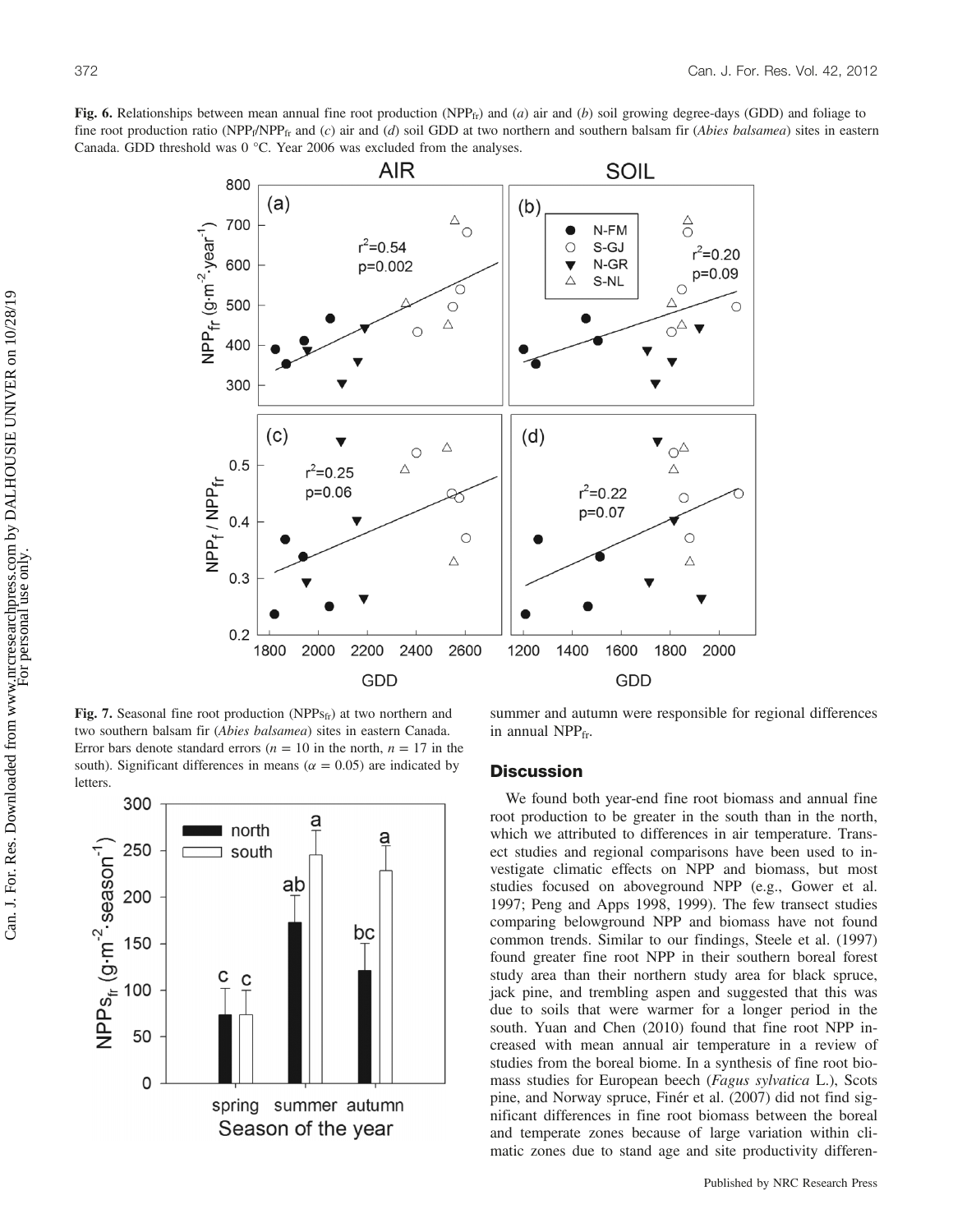**Fig. 6.** Relationships between mean annual fine root production ($NPP_{fr}$) and (*a*) air and (*b*) soil growing degree-days (GDD) and foliage to fine root production ratio ($NPP_f/NPP_{fr}$ and (*c*) air and (*d*) soil GDD at two northern and southern balsam fir (*Abies balsamea*) sites in eastern Canada. GDD threshold was 0 °C. Year 2006 was excluded from the analyses.

**Fig. 7.** Seasonal fine root production ($NPPs_{fr}$) at two northern and two southern balsam fir (*Abies balsamea*) sites in eastern Canada. Error bars denote standard errors ($n$ = 10 in the north, $n$ = 17 in the south). Significant differences in means ($\alpha$ = 0.05) are indicated by letters.

summer and autumn were responsible for regional differences in annual $NPP_{fr}$.

## Discussion

We found both year-end fine root biomass and annual fine root production to be greater in the south than in the north, which we attributed to differences in air temperature. Transect studies and regional comparisons have been used to investigate climatic effects on NPP and biomass, but most studies focused on aboveground NPP (e.g., Gower et al. 1997; Peng and Apps 1998, 1999). The few transect studies comparing belowground NPP and biomass have not found common trends. Similar to our findings, Steele et al. (1997) found greater fine root NPP in their southern boreal forest study area than their northern study area for black spruce, jack pine, and trembling aspen and suggested that this was due to soils that were warmer for a longer period in the south. Yuan and Chen (2010) found that fine root NPP increased with mean annual air temperature in a review of studies from the boreal biome. In a synthesis of fine root biomass studies for European beech (*Fagus sylvatica* L.), Scots pine, and Norway spruce, Finér et al. (2007) did not find significant differences in fine root biomass between the boreal and temperate zones because of large variation within climatic zones due to stand age and site productivity differen-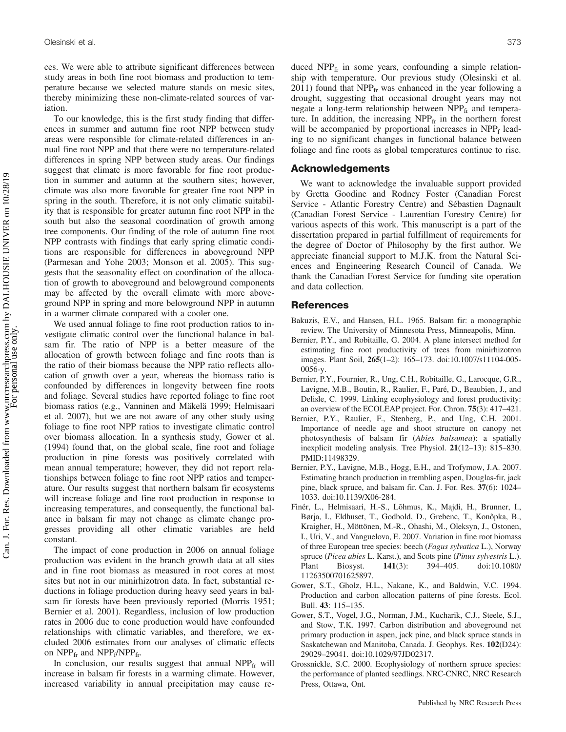ces. We were able to attribute significant differences between study areas in both fine root biomass and production to temperature because we selected mature stands on mesic sites, thereby minimizing these non-climate-related sources of variation.

To our knowledge, this is the first study finding that differences in summer and autumn fine root NPP between study areas were responsible for climate-related differences in annual fine root NPP and that there were no temperature-related differences in spring NPP between study areas. Our findings suggest that climate is more favorable for fine root production in summer and autumn at the southern sites; however, climate was also more favorable for greater fine root NPP in spring in the south. Therefore, it is not only climatic suitability that is responsible for greater autumn fine root NPP in the south but also the seasonal coordination of growth among tree components. Our finding of the role of autumn fine root NPP contrasts with findings that early spring climatic conditions are responsible for differences in aboveground NPP (Parmesan and Yohe 2003; Monson et al. 2005). This suggests that the seasonality effect on coordination of the allocation of growth to aboveground and belowground components may be affected by the overall climate with more aboveground NPP in spring and more belowground NPP in autumn in a warmer climate compared with a cooler one.

We used annual foliage to fine root production ratios to investigate climatic control over the functional balance in balsam fir. The ratio of NPP is a better measure of the allocation of growth between foliage and fine roots than is the ratio of their biomass because the NPP ratio reflects allocation of growth over a year, whereas the biomass ratio is confounded by differences in longevity between fine roots and foliage. Several studies have reported foliage to fine root biomass ratios (e.g., Vanninen and Mäkelä 1999; Helmisaari et al. 2007), but we are not aware of any other study using foliage to fine root NPP ratios to investigate climatic control over biomass allocation. In a synthesis study, Gower et al. (1994) found that, on the global scale, fine root and foliage production in pine forests was positively correlated with mean annual temperature; however, they did not report relationships between foliage to fine root NPP ratios and temperature. Our results suggest that northern balsam fir ecosystems will increase foliage and fine root production in response to increasing temperatures, and consequently, the functional balance in balsam fir may not change as climate change progresses providing all other climatic variables are held constant.

The impact of cone production in 2006 on annual foliage production was evident in the branch growth data at all sites and in fine root biomass as measured in root cores at most sites but not in our minirhizotron data. In fact, substantial reductions in foliage production during heavy seed years in balsam fir forests have been previously reported (Morris 1951; Bernier et al. 2001). Regardless, inclusion of low production rates in 2006 due to cone production would have confounded relationships with climatic variables, and therefore, we excluded 2006 estimates from our analyses of climatic effects on $NPP_{fr}$ and $NPP_f/NPP_{fr}$.

In conclusion, our results suggest that annual $NPP_{fr}$ will increase in balsam fir forests in a warming climate. However, increased variability in annual precipitation may cause reduced $NPP_{fr}$ in some years, confounding a simple relationship with temperature. Our previous study (Olesinski et al. 2011) found that $NPP_{fr}$ was enhanced in the year following a drought, suggesting that occasional drought years may not negate a long-term relationship between $NPP_{fr}$ and temperature. In addition, the increasing $NPP_{fr}$ in the northern forest will be accompanied by proportional increases in $NPP_f$ leading to no significant changes in functional balance between foliage and fine roots as global temperatures continue to rise.

## Acknowledgements

We want to acknowledge the invaluable support provided by Gretta Goodine and Rodney Foster (Canadian Forest Service - Atlantic Forestry Centre) and Sébastien Dagnault (Canadian Forest Service - Laurentian Forestry Centre) for various aspects of this work. This manuscript is a part of the dissertation prepared in partial fulfillment of requirements for the degree of Doctor of Philosophy by the first author. We appreciate financial support to M.J.K. from the Natural Sciences and Engineering Research Council of Canada. We thank the Canadian Forest Service for funding site operation and data collection.

## References

Bakuzis, E.V., and Hansen, H.L. 1965. Balsam fir: a monographic review. The University of Minnesota Press, Minneapolis, Minn.

Bernier, P.Y., and Robitaille, G. 2004. A plane intersect method for estimating fine root productivity of trees from minirhizotron images. Plant Soil, **265**(1–2): 165–173. doi:10.1007/s11104-005-0056-y.

Bernier, P.Y., Fournier, R., Ung, C.H., Robitaille, G., Larocque, G.R., Lavigne, M.B., Boutin, R., Raulier, F., Paré, D., Beaubien, J., and Delisle, C. 1999. Linking ecophysiology and forest productivity: an overview of the ECOLEAP project. For. Chron. **75**(3): 417–421.

Bernier, P.Y., Raulier, F., Stenberg, P., and Ung, C.H. 2001. Importance of needle age and shoot structure on canopy net photosynthesis of balsam fir (*Abies balsamea*): a spatially inexplicit modeling analysis. Tree Physiol. **21**(12–13): 815–830. PMID:11498329.

Bernier, P.Y., Lavigne, M.B., Hogg, E.H., and Trofymow, J.A. 2007. Estimating branch production in trembling aspen, Douglas-fir, jack pine, black spruce, and balsam fir. Can. J. For. Res. **37**(6): 1024–1033. doi:10.1139/X06-284.

Finér, L., Helmisaari, H.-S., Lõhmus, K., Majdi, H., Brunner, I., Børja, I., Eldhuset, T., Godbold, D., Grebenc, T., Konôpka, B., Kraigher, H., Möttönen, M.-R., Ohashi, M., Oleksyn, J., Ostonen, I., Uri, V., and Vanguelova, E. 2007. Variation in fine root biomass of three European tree species: beech (*Fagus sylvatica* L.), Norway spruce (*Picea abies* L. Karst.), and Scots pine (*Pinus sylvestris* L.). Plant Biosyst. **141**(3): 394–405. doi:10.1080/11263500701625897.

Gower, S.T., Gholz, H.L., Nakane, K., and Baldwin, V.C. 1994. Production and carbon allocation patterns of pine forests. Ecol. Bull. **43**: 115–135.

Gower, S.T., Vogel, J.G., Norman, J.M., Kucharik, C.J., Steele, S.J., and Stow, T.K. 1997. Carbon distribution and aboveground net primary production in aspen, jack pine, and black spruce stands in Saskatchewan and Manitoba, Canada. J. Geophys. Res. **102**(D24): 29029–29041. doi:10.1029/97JD02317.

Grossnickle, S.C. 2000. Ecophysiology of northern spruce species: the performance of planted seedlings. NRC-CNRC, NRC Research Press, Ottawa, Ont.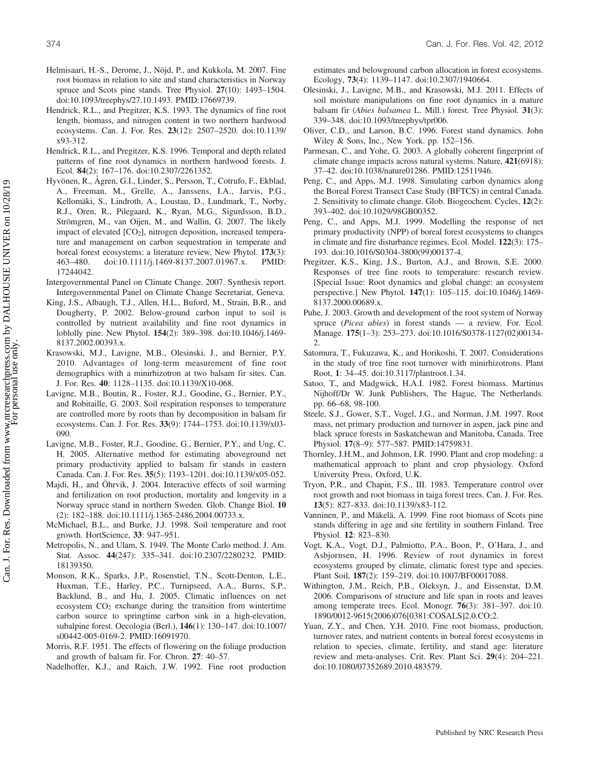Helmisaari, H.-S., Derome, J., Nöjd, P., and Kukkola, M. 2007. Fine root biomass in relation to site and stand characteristics in Norway spruce and Scots pine stands. Tree Physiol. **27**(10): 1493–1504. doi:10.1093/treephys/27.10.1493. PMID:17669739.

Hendrick, R.L., and Pregitzer, K.S. 1993. The dynamics of fine root length, biomass, and nitrogen content in two northern hardwood ecosystems. Can. J. For. Res. **23**(12): 2507–2520. doi:10.1139/x93-312.

Hendrick, R.L., and Pregitzer, K.S. 1996. Temporal and depth related patterns of fine root dynamics in northern hardwood forests. J. Ecol. **84**(2): 167–176. doi:10.2307/2261352.

Hyvönen, R., Ågren, G.I., Linder, S., Persson, T., Cotrufo, F., Ekblad, A., Freeman, M., Grelle, A., Janssens, I.A., Jarvis, P.G., Kellomäki, S., Lindroth, A., Loustau, D., Lundmark, T., Norby, R.J., Oren, R., Pilegaard, K., Ryan, M.G., Sigurdsson, B.D., Strömgren, M., van Oijen, M., and Wallin, G. 2007. The likely impact of elevated [$CO_2$], nitrogen deposition, increased temperature and management on carbon sequestration in temperate and boreal forest ecosystems: a literature review. New Phytol. **173**(3): 463–480. doi:10.1111/j.1469-8137.2007.01967.x. PMID:17244042.

Intergovernmental Panel on Climate Change. 2007. Synthesis report. Intergovernmental Panel on Climate Change Secretariat, Geneva.

King, J.S., Albaugh, T.J., Allen, H.L., Buford, M., Strain, B.R., and Dougherty, P. 2002. Below-ground carbon input to soil is controlled by nutrient availability and fine root dynamics in loblolly pine. New Phytol. **154**(2): 389–398. doi:10.1046/j.1469-8137.2002.00393.x.

Krasowski, M.J., Lavigne, M.B., Olesinski, J., and Bernier, P.Y. 2010. Advantages of long-term measurement of fine root demographics with a minirhizotron at two balsam fir sites. Can. J. For. Res. **40**: 1128–1135. doi:10.1139/X10-068.

Lavigne, M.B., Boutin, R., Foster, R.J., Goodine, G., Bernier, P.Y., and Robitaille, G. 2003. Soil respiration responses to temperature are controlled more by roots than by decomposition in balsam fir ecosystems. Can. J. For. Res. **33**(9): 1744–1753. doi:10.1139/x03-090.

Lavigne, M.B., Foster, R.J., Goodine, G., Bernier, P.Y., and Ung, C. H. 2005. Alternative method for estimating aboveground net primary productivity applied to balsam fir stands in eastern Canada. Can. J. For. Res. **35**(5): 1193–1201. doi:10.1139/x05-052.

Majdi, H., and Öhrvik, J. 2004. Interactive effects of soil warming and fertilization on root production, mortality and longevity in a Norway spruce stand in northern Sweden. Glob. Change Biol. **10** (2): 182–188. doi:10.1111/j.1365-2486.2004.00733.x.

McMichael, B.L., and Burke, J.J. 1998. Soil temperature and root growth. HortScience, **33**: 947–951.

Metropolis, N., and Ulam, S. 1949. The Monte Carlo method. J. Am. Stat. Assoc. **44**(247): 335–341. doi:10.2307/2280232. PMID:18139350.

Monson, R.K., Sparks, J.P., Rosenstiel, T.N., Scott-Denton, L.E., Huxman, T.E., Harley, P.C., Turnipseed, A.A., Burns, S.P., Backlund, B., and Hu, J. 2005. Climatic influences on net ecosystem $CO_2$ exchange during the transition from wintertime carbon source to springtime carbon sink in a high-elevation, subalpine forest. Oecologia (Berl.), **146**(1): 130–147. doi:10.1007/s00442-005-0169-2. PMID:16091970.

Morris, R.F. 1951. The effects of flowering on the foliage production and growth of balsam fir. For. Chron. **27**: 40–57.

Nadelhoffer, K.J., and Raich, J.W. 1992. Fine root production estimates and belowground carbon allocation in forest ecosystems. Ecology, **73**(4): 1139–1147. doi:10.2307/1940664.

Olesinski, J., Lavigne, M.B., and Krasowski, M.J. 2011. Effects of soil moisture manipulations on fine root dynamics in a mature balsam fir (*Abies balsamea* L. Mill.) forest. Tree Physiol. **31**(3): 339–348. doi:10.1093/treephys/tpr006.

Oliver, C.D., and Larson, B.C. 1996. Forest stand dynamics. John Wiley & Sons, Inc., New York. pp. 152–156.

Parmesan, C., and Yohe, G. 2003. A globally coherent fingerprint of climate change impacts across natural systems. Nature, **421**(6918): 37–42. doi:10.1038/nature01286. PMID:12511946.

Peng, C., and Apps, M.J. 1998. Simulating carbon dynamics along the Boreal Forest Transect Case Study (BFTCS) in central Canada. 2. Sensitivity to climate change. Glob. Biogeochem. Cycles, **12**(2): 393–402. doi:10.1029/98GB00352.

Peng, C., and Apps, M.J. 1999. Modelling the response of net primary productivity (NPP) of boreal forest ecosystems to changes in climate and fire disturbance regimes. Ecol. Model. **122**(3): 175–193. doi:10.1016/S0304-3800(99)00137-4.

Pregitzer, K.S., King, J.S., Burton, A.J., and Brown, S.E. 2000. Responses of tree fine roots to temperature: research review. [Special Issue: Root dynamics and global change: an ecosystem perspective.] New Phytol. **147**(1): 105–115. doi:10.1046/j.1469-8137.2000.00689.x.

Puhe, J. 2003. Growth and development of the root system of Norway spruce (*Picea abies*) in forest stands — a review. For. Ecol. Manage. **175**(1–3): 253–273. doi:10.1016/S0378-1127(02)00134-2.

Satomura, T., Fukuzawa, K., and Horikoshi, T. 2007. Considerations in the study of tree fine root turnover with minirhizotrons. Plant Root, **1**: 34–45. doi:10.3117/plantroot.1.34.

Satoo, T., and Madgwick, H.A.I. 1982. Forest biomass. Martinus Nijhoff/Dr W. Junk Publishers, The Hague, The Netherlands. pp. 66–68, 98-100.

Steele, S.J., Gower, S.T., Vogel, J.G., and Norman, J.M. 1997. Root mass, net primary production and turnover in aspen, jack pine and black spruce forests in Saskatchewan and Manitoba, Canada. Tree Physiol. **17**(8–9): 577–587. PMID:14759831.

Thornley, J.H.M., and Johnson, I.R. 1990. Plant and crop modeling: a mathematical approach to plant and crop physiology. Oxford University Press, Oxford, U.K.

Tryon, P.R., and Chapin, F.S., III. 1983. Temperature control over root growth and root biomass in taiga forest trees. Can. J. For. Res. **13**(5): 827–833. doi:10.1139/x83-112.

Vanninen, P., and Mäkelä, A. 1999. Fine root biomass of Scots pine stands differing in age and site fertility in southern Finland. Tree Physiol. **12**: 823–830.

Vogt, K.A., Vogt, D.J., Palmiotto, P.A., Boon, P., O'Hara, J., and Asbjornsen, H. 1996. Review of root dynamics in forest ecosystems grouped by climate, climatic forest type and species. Plant Soil, **187**(2): 159–219. doi:10.1007/BF00017088.

Withington, J.M., Reich, P.B., Oleksyn, J., and Eissenstat, D.M. 2006. Comparisons of structure and life span in roots and leaves among temperate trees. Ecol. Monogr. **76**(3): 381–397. doi:10.1890/0012-9615(2006)076[0381:COSALS]2.0.CO;2.

Yuan, Z.Y., and Chen, Y.H. 2010. Fine root biomass, production, turnover rates, and nutrient contents in boreal forest ecosystems in relation to species, climate, fertility, and stand age: literature review and meta-analyses. Crit. Rev. Plant Sci. **29**(4): 204–221. doi:10.1080/07352689.2010.483579.